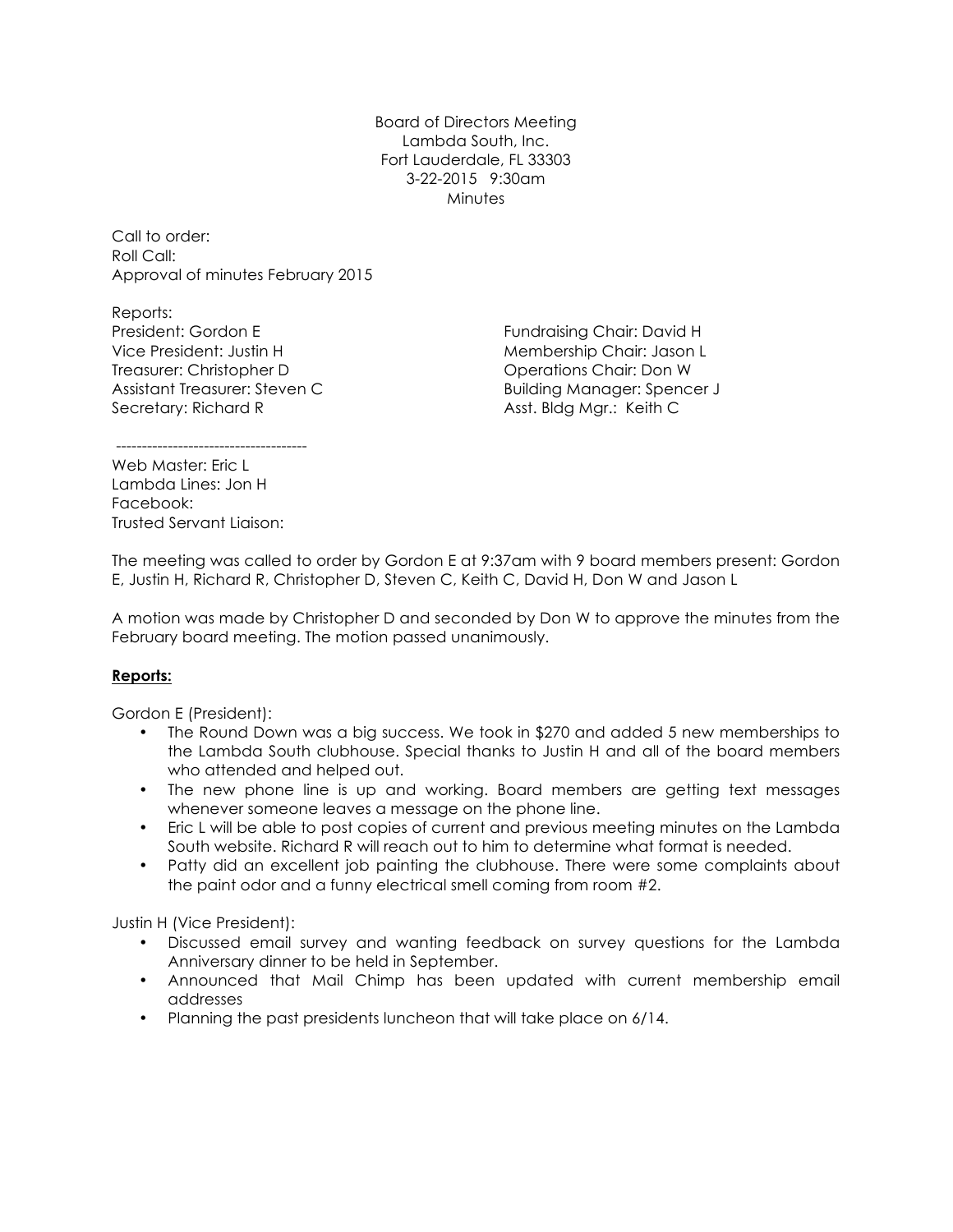Board of Directors Meeting
Lambda South, Inc.
Fort Lauderdale, FL 33303
3-22-2015 9:30am
Minutes

Call to order:
Roll Call:
Approval of minutes February 2015

Reports:
President: Gordon E
Vice President: Justin H
Treasurer: Christopher D
Assistant Treasurer: Steven C
Secretary: Richard R

Fundraising Chair: David H
Membership Chair: Jason L
Operations Chair: Don W
Building Manager: Spencer J
Asst. Bldg Mgr.: Keith C

-------------------------------------

Web Master: Eric L
Lambda Lines: Jon H
Facebook:
Trusted Servant Liaison:

The meeting was called to order by Gordon E at 9:37am with 9 board members present: Gordon E, Justin H, Richard R, Christopher D, Steven C, Keith C, David H, Don W and Jason L

A motion was made by Christopher D and seconded by Don W to approve the minutes from the February board meeting. The motion passed unanimously.

**Reports:**

Gordon E (President):

- The Round Down was a big success. We took in $270 and added 5 new memberships to the Lambda South clubhouse. Special thanks to Justin H and all of the board members who attended and helped out.
- The new phone line is up and working. Board members are getting text messages whenever someone leaves a message on the phone line.
- Eric L will be able to post copies of current and previous meeting minutes on the Lambda South website. Richard R will reach out to him to determine what format is needed.
- Patty did an excellent job painting the clubhouse. There were some complaints about the paint odor and a funny electrical smell coming from room #2.

Justin H (Vice President):

- Discussed email survey and wanting feedback on survey questions for the Lambda Anniversary dinner to be held in September.
- Announced that Mail Chimp has been updated with current membership email addresses
- Planning the past presidents luncheon that will take place on 6/14.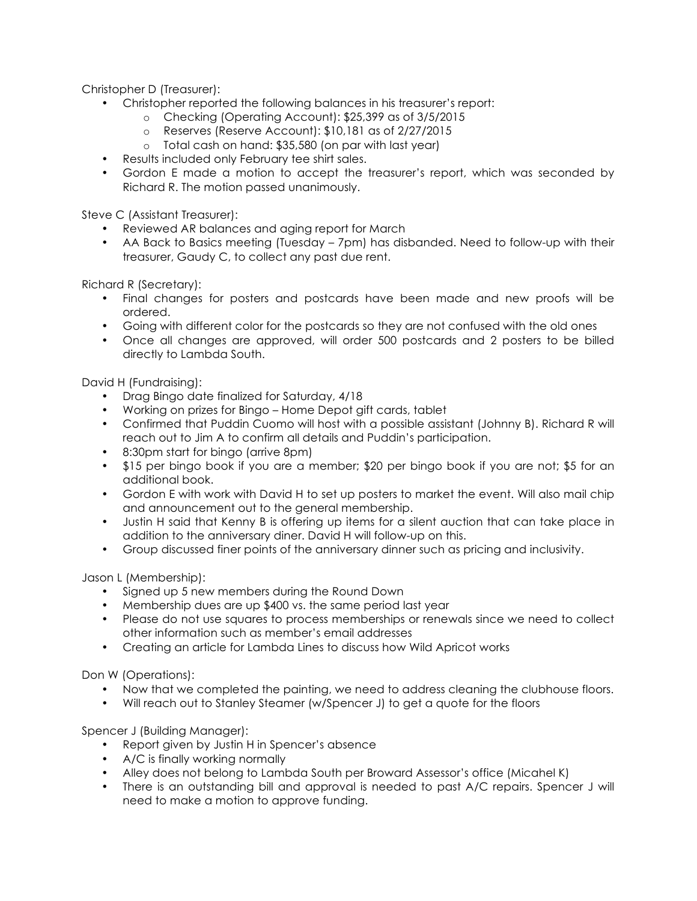Christopher D (Treasurer):

- Christopher reported the following balances in his treasurer's report:
  - Checking (Operating Account): $25,399 as of 3/5/2015
  - Reserves (Reserve Account): $10,181 as of 2/27/2015
  - Total cash on hand: $35,580 (on par with last year)
- Results included only February tee shirt sales.
- Gordon E made a motion to accept the treasurer's report, which was seconded by Richard R. The motion passed unanimously.

Steve C (Assistant Treasurer):

- Reviewed AR balances and aging report for March
- AA Back to Basics meeting (Tuesday – 7pm) has disbanded. Need to follow-up with their treasurer, Gaudy C, to collect any past due rent.

Richard R (Secretary):

- Final changes for posters and postcards have been made and new proofs will be ordered.
- Going with different color for the postcards so they are not confused with the old ones
- Once all changes are approved, will order 500 postcards and 2 posters to be billed directly to Lambda South.

David H (Fundraising):

- Drag Bingo date finalized for Saturday, 4/18
- Working on prizes for Bingo – Home Depot gift cards, tablet
- Confirmed that Puddin Cuomo will host with a possible assistant (Johnny B). Richard R will reach out to Jim A to confirm all details and Puddin's participation.
- 8:30pm start for bingo (arrive 8pm)
- $15 per bingo book if you are a member; $20 per bingo book if you are not; $5 for an additional book.
- Gordon E with work with David H to set up posters to market the event. Will also mail chip and announcement out to the general membership.
- Justin H said that Kenny B is offering up items for a silent auction that can take place in addition to the anniversary diner. David H will follow-up on this.
- Group discussed finer points of the anniversary dinner such as pricing and inclusivity.

Jason L (Membership):

- Signed up 5 new members during the Round Down
- Membership dues are up $400 vs. the same period last year
- Please do not use squares to process memberships or renewals since we need to collect other information such as member's email addresses
- Creating an article for Lambda Lines to discuss how Wild Apricot works

Don W (Operations):

- Now that we completed the painting, we need to address cleaning the clubhouse floors.
- Will reach out to Stanley Steamer (w/Spencer J) to get a quote for the floors

Spencer J (Building Manager):

- Report given by Justin H in Spencer's absence
- A/C is finally working normally
- Alley does not belong to Lambda South per Broward Assessor's office (Micahel K)
- There is an outstanding bill and approval is needed to past A/C repairs. Spencer J will need to make a motion to approve funding.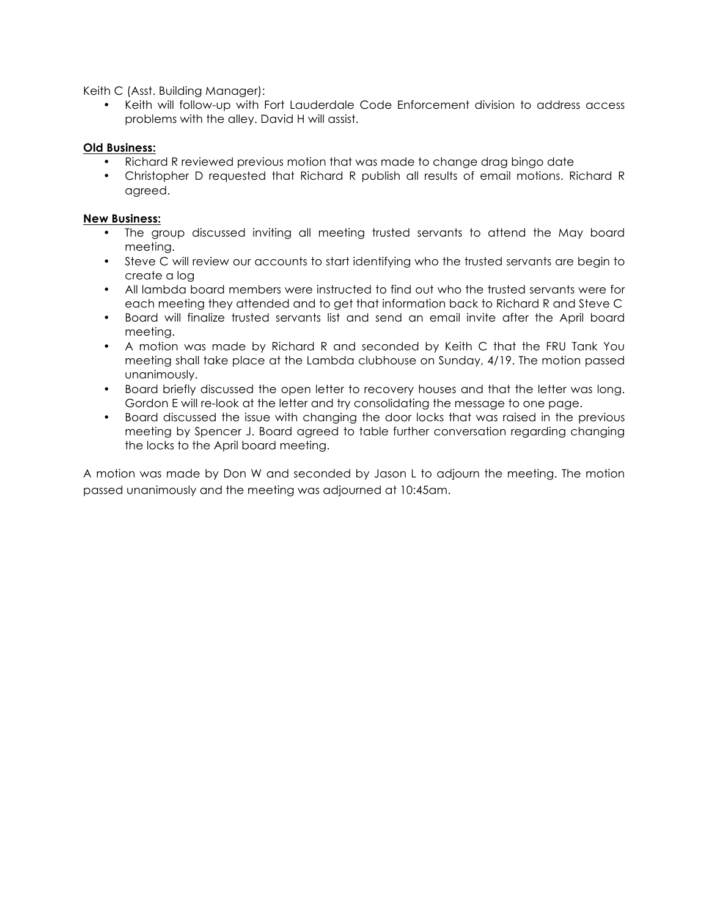Keith C (Asst. Building Manager):

- Keith will follow-up with Fort Lauderdale Code Enforcement division to address access problems with the alley. David H will assist.

**Old Business:**

- Richard R reviewed previous motion that was made to change drag bingo date
- Christopher D requested that Richard R publish all results of email motions. Richard R agreed.

**New Business:**

- The group discussed inviting all meeting trusted servants to attend the May board meeting.
- Steve C will review our accounts to start identifying who the trusted servants are begin to create a log
- All lambda board members were instructed to find out who the trusted servants were for each meeting they attended and to get that information back to Richard R and Steve C
- Board will finalize trusted servants list and send an email invite after the April board meeting.
- A motion was made by Richard R and seconded by Keith C that the FRU Tank You meeting shall take place at the Lambda clubhouse on Sunday, 4/19. The motion passed unanimously.
- Board briefly discussed the open letter to recovery houses and that the letter was long. Gordon E will re-look at the letter and try consolidating the message to one page.
- Board discussed the issue with changing the door locks that was raised in the previous meeting by Spencer J. Board agreed to table further conversation regarding changing the locks to the April board meeting.

A motion was made by Don W and seconded by Jason L to adjourn the meeting. The motion passed unanimously and the meeting was adjourned at 10:45am.